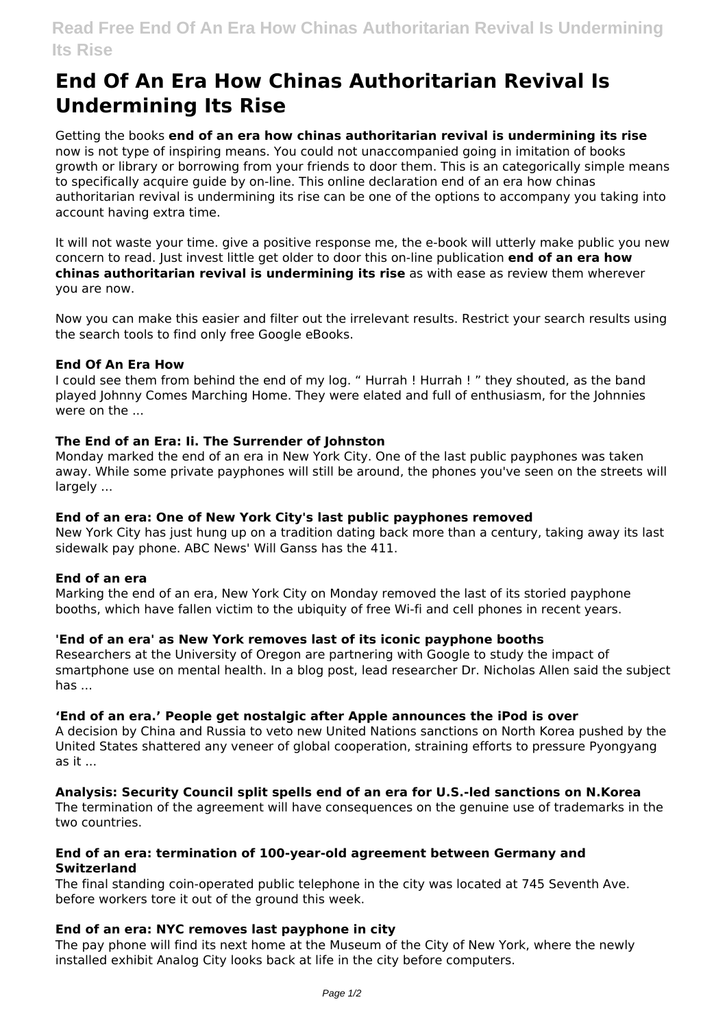# End Of An Era How Chinas Authoritarian Revival Is Undermining Its Rise

Getting the books **end of an era how chinas authoritarian revival is undermining its rise** now is not type of inspiring means. You could not unaccompanied going in imitation of books growth or library or borrowing from your friends to door them. This is an categorically simple means to specifically acquire guide by on-line. This online declaration end of an era how chinas authoritarian revival is undermining its rise can be one of the options to accompany you taking into account having extra time.

It will not waste your time. give a positive response me, the e-book will utterly make public you new concern to read. Just invest little get older to door this on-line publication **end of an era how chinas authoritarian revival is undermining its rise** as with ease as review them wherever you are now.

Now you can make this easier and filter out the irrelevant results. Restrict your search results using the search tools to find only free Google eBooks.

### End Of An Era How

I could see them from behind the end of my log. " Hurrah ! Hurrah ! " they shouted, as the band played Johnny Comes Marching Home. They were elated and full of enthusiasm, for the Johnnies were on the ...

### The End of an Era: Ii. The Surrender of Johnston

Monday marked the end of an era in New York City. One of the last public payphones was taken away. While some private payphones will still be around, the phones you've seen on the streets will largely ...

### End of an era: One of New York City's last public payphones removed

New York City has just hung up on a tradition dating back more than a century, taking away its last sidewalk pay phone. ABC News' Will Ganss has the 411.

### End of an era

Marking the end of an era, New York City on Monday removed the last of its storied payphone booths, which have fallen victim to the ubiquity of free Wi-fi and cell phones in recent years.

### 'End of an era' as New York removes last of its iconic payphone booths

Researchers at the University of Oregon are partnering with Google to study the impact of smartphone use on mental health. In a blog post, lead researcher Dr. Nicholas Allen said the subject has ...

### 'End of an era.' People get nostalgic after Apple announces the iPod is over

A decision by China and Russia to veto new United Nations sanctions on North Korea pushed by the United States shattered any veneer of global cooperation, straining efforts to pressure Pyongyang as it ...

### Analysis: Security Council split spells end of an era for U.S.-led sanctions on N.Korea

The termination of the agreement will have consequences on the genuine use of trademarks in the two countries.

### End of an era: termination of 100-year-old agreement between Germany and Switzerland

The final standing coin-operated public telephone in the city was located at 745 Seventh Ave. before workers tore it out of the ground this week.

### End of an era: NYC removes last payphone in city

The pay phone will find its next home at the Museum of the City of New York, where the newly installed exhibit Analog City looks back at life in the city before computers.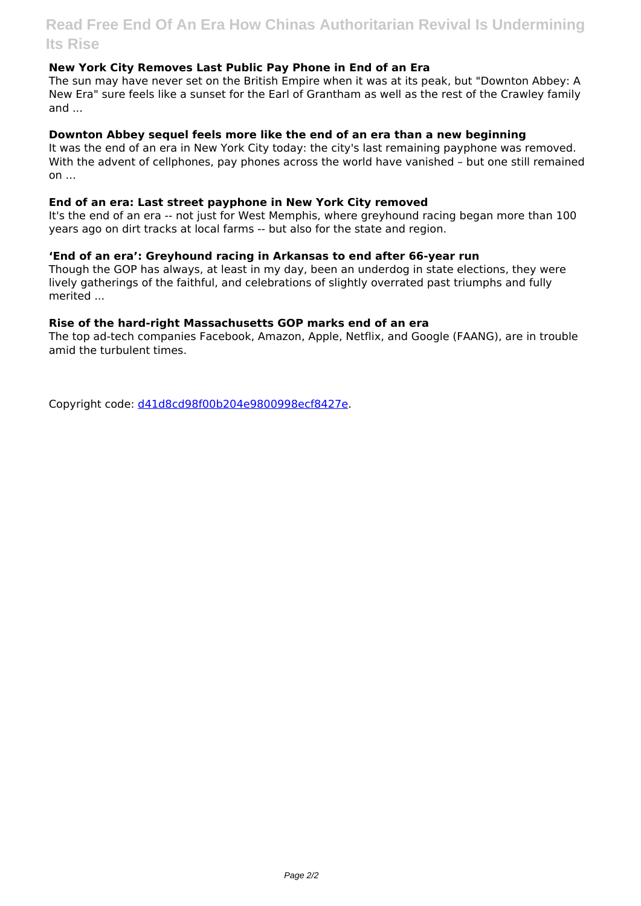### New York City Removes Last Public Pay Phone in End of an Era

The sun may have never set on the British Empire when it was at its peak, but "Downton Abbey: A New Era" sure feels like a sunset for the Earl of Grantham as well as the rest of the Crawley family and ...

### Downton Abbey sequel feels more like the end of an era than a new beginning

It was the end of an era in New York City today: the city's last remaining payphone was removed. With the advent of cellphones, pay phones across the world have vanished – but one still remained on ...

### End of an era: Last street payphone in New York City removed

It's the end of an era -- not just for West Memphis, where greyhound racing began more than 100 years ago on dirt tracks at local farms -- but also for the state and region.

### 'End of an era': Greyhound racing in Arkansas to end after 66-year run

Though the GOP has always, at least in my day, been an underdog in state elections, they were lively gatherings of the faithful, and celebrations of slightly overrated past triumphs and fully merited ...

### Rise of the hard-right Massachusetts GOP marks end of an era

The top ad-tech companies Facebook, Amazon, Apple, Netflix, and Google (FAANG), are in trouble amid the turbulent times.

Copyright code: d41d8cd98f00b204e9800998ecf8427e.